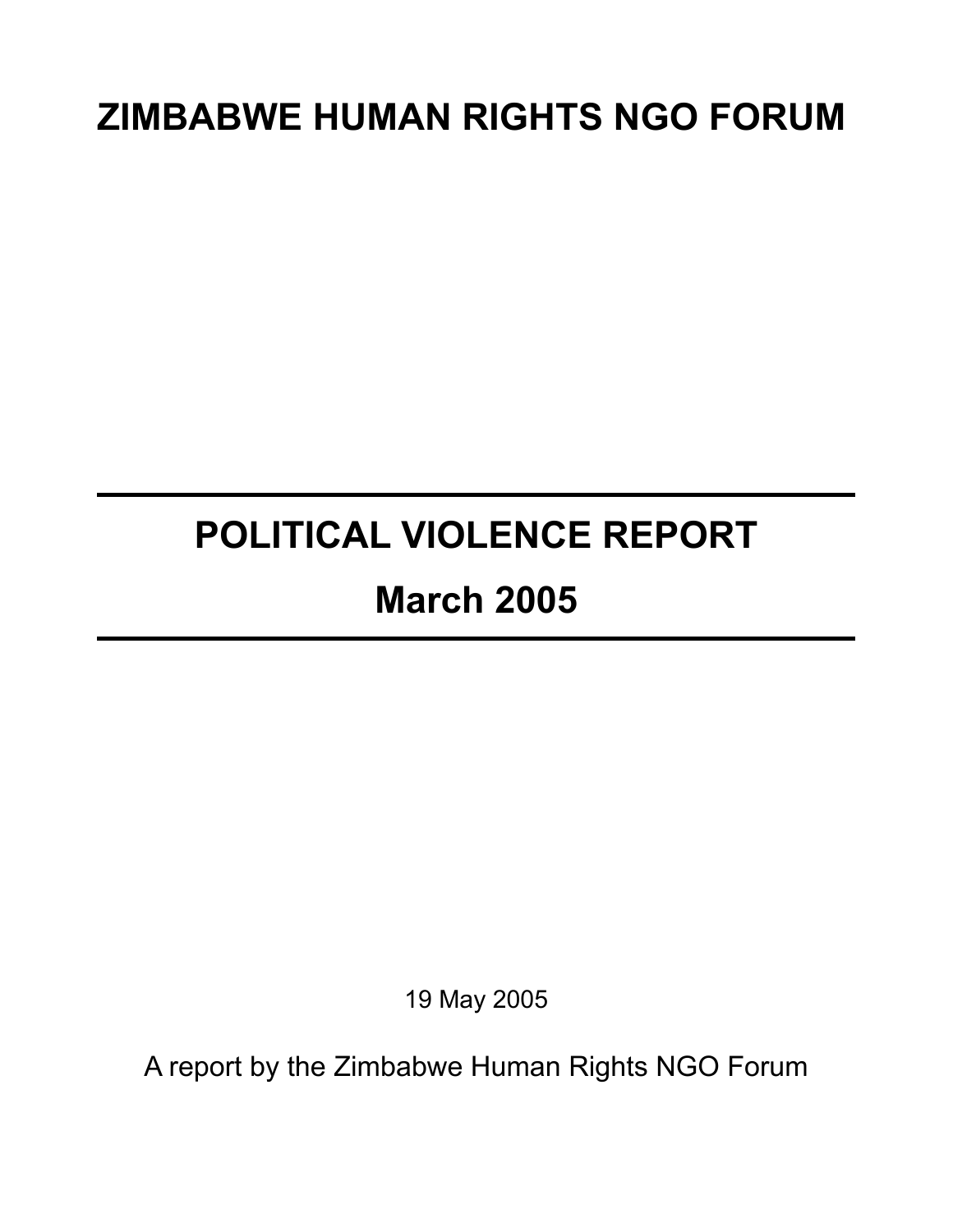# ZIMBABWE HUMAN RIGHTS NGO FORUM

---

# POLITICAL VIOLENCE REPORT

# March 2005

---

19 May 2005

A report by the Zimbabwe Human Rights NGO Forum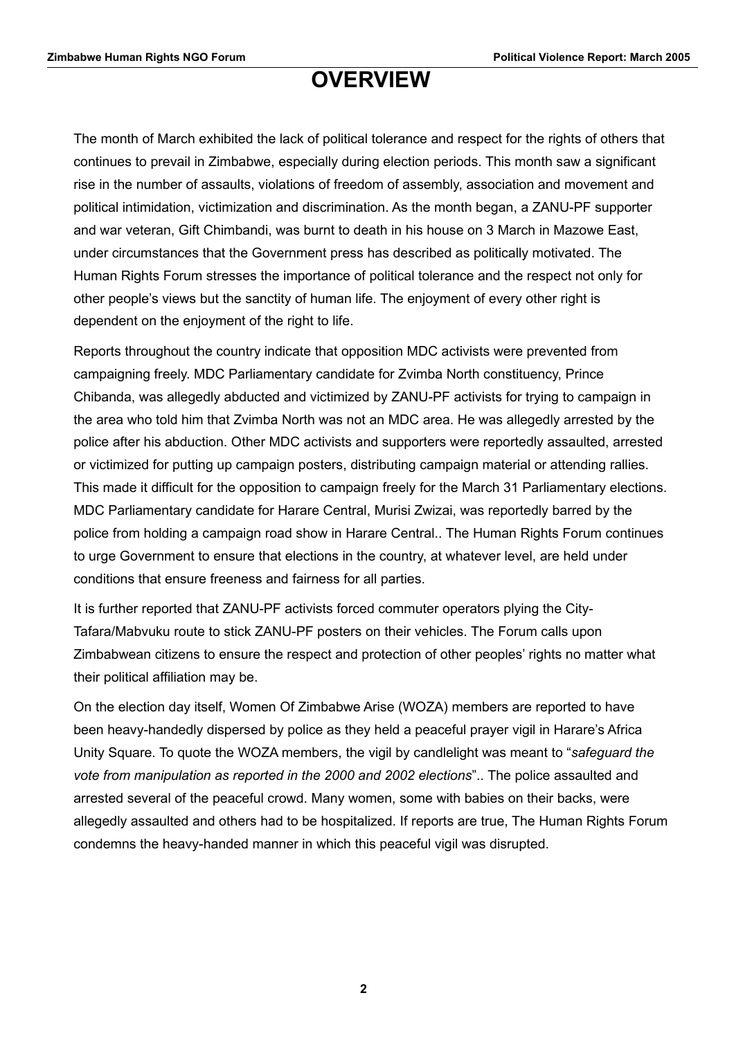# OVERVIEW

The month of March exhibited the lack of political tolerance and respect for the rights of others that continues to prevail in Zimbabwe, especially during election periods. This month saw a significant rise in the number of assaults, violations of freedom of assembly, association and movement and political intimidation, victimization and discrimination. As the month began, a ZANU-PF supporter and war veteran, Gift Chimbandi, was burnt to death in his house on 3 March in Mazowe East, under circumstances that the Government press has described as politically motivated. The Human Rights Forum stresses the importance of political tolerance and the respect not only for other people's views but the sanctity of human life. The enjoyment of every other right is dependent on the enjoyment of the right to life.

Reports throughout the country indicate that opposition MDC activists were prevented from campaigning freely. MDC Parliamentary candidate for Zvimba North constituency, Prince Chibanda, was allegedly abducted and victimized by ZANU-PF activists for trying to campaign in the area who told him that Zvimba North was not an MDC area. He was allegedly arrested by the police after his abduction. Other MDC activists and supporters were reportedly assaulted, arrested or victimized for putting up campaign posters, distributing campaign material or attending rallies. This made it difficult for the opposition to campaign freely for the March 31 Parliamentary elections. MDC Parliamentary candidate for Harare Central, Murisi Zwizai, was reportedly barred by the police from holding a campaign road show in Harare Central.. The Human Rights Forum continues to urge Government to ensure that elections in the country, at whatever level, are held under conditions that ensure freeness and fairness for all parties.

It is further reported that ZANU-PF activists forced commuter operators plying the City-Tafara/Mabvuku route to stick ZANU-PF posters on their vehicles. The Forum calls upon Zimbabwean citizens to ensure the respect and protection of other peoples' rights no matter what their political affiliation may be.

On the election day itself, Women Of Zimbabwe Arise (WOZA) members are reported to have been heavy-handedly dispersed by police as they held a peaceful prayer vigil in Harare's Africa Unity Square. To quote the WOZA members, the vigil by candlelight was meant to "*safeguard the vote from manipulation as reported in the 2000 and 2002 elections*".. The police assaulted and arrested several of the peaceful crowd. Many women, some with babies on their backs, were allegedly assaulted and others had to be hospitalized. If reports are true, The Human Rights Forum condemns the heavy-handed manner in which this peaceful vigil was disrupted.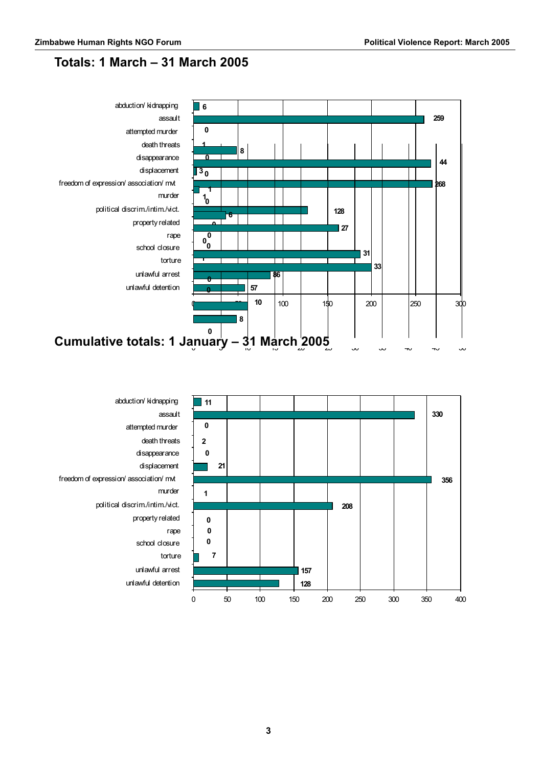## Totals: 1 March – 31 March 2005

| Category | Number |
|---|---|
| abduction/ kidnapping | 6 |
| assault | 259 |
| attempted murder | 0 |
| death threats | 1 |
| disappearance | 0 |
| displacement | 3 |
| freedom of expression/ association/ mvt | 268 |
| murder | 1 |
| political discrim./intim./vict. | 128 |
| property related | 0 |
| rape | 0 |
| school closure | 0 |
| torture | 1 |
| unlawful arrest | 86 |
| unlawful detention | 57 |

## Cumulative totals: 1 January – 31 March 2005

| Category | Number |
|---|---|
| abduction/ kidnapping | 11 |
| assault | 330 |
| attempted murder | 0 |
| death threats | 2 |
| disappearance | 0 |
| displacement | 21 |
| freedom of expression/ association/ mvt | 356 |
| murder | 1 |
| political discrim./intim./vict. | 208 |
| property related | 0 |
| rape | 0 |
| school closure | 0 |
| torture | 7 |
| unlawful arrest | 157 |
| unlawful detention | 128 |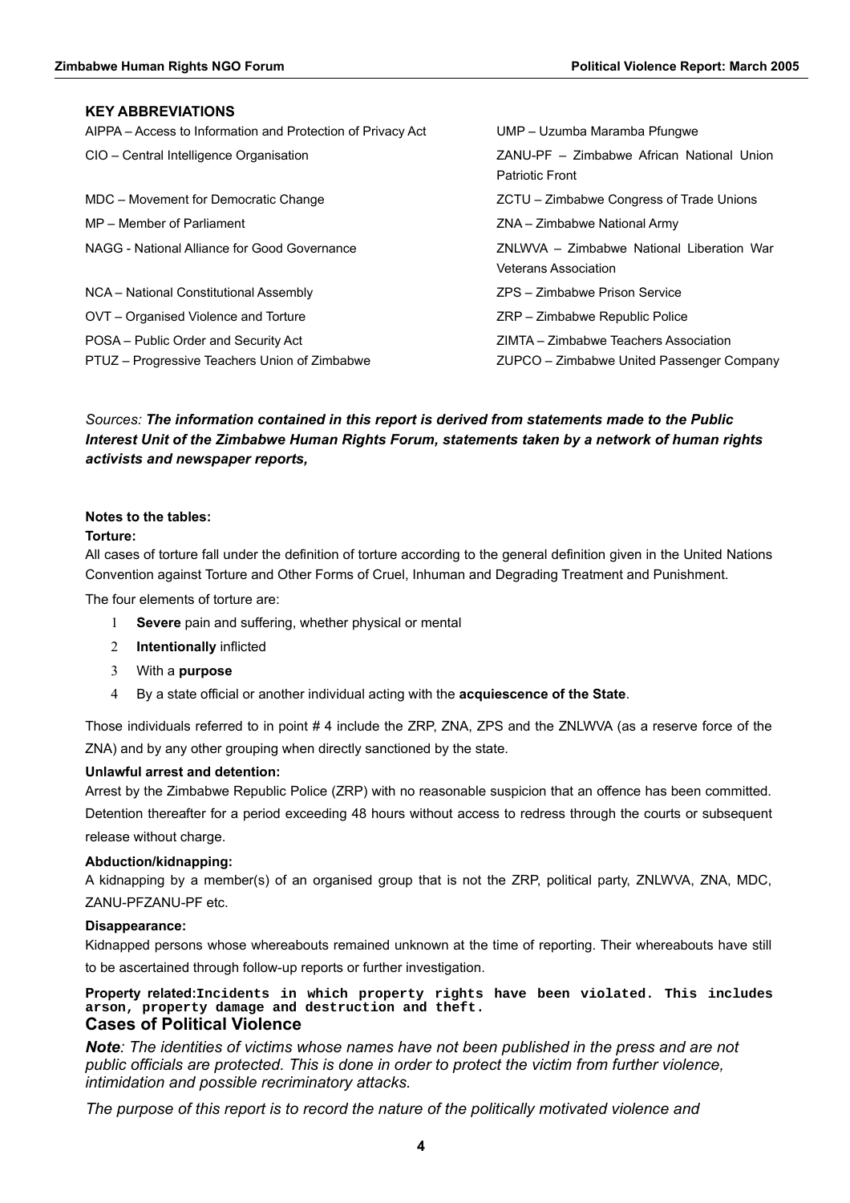### KEY ABBREVIATIONS

AIPPA – Access to Information and Protection of Privacy Act
CIO – Central Intelligence Organisation
MDC – Movement for Democratic Change
MP – Member of Parliament
NAGG - National Alliance for Good Governance
NCA – National Constitutional Assembly
OVT – Organised Violence and Torture
POSA – Public Order and Security Act
PTUZ – Progressive Teachers Union of Zimbabwe
UMP – Uzumba Maramba Pfungwe
ZANU-PF – Zimbabwe African National Union Patriotic Front
ZCTU – Zimbabwe Congress of Trade Unions
ZNA – Zimbabwe National Army
ZNLWVA – Zimbabwe National Liberation War Veterans Association
ZPS – Zimbabwe Prison Service
ZRP – Zimbabwe Republic Police
ZIMTA – Zimbabwe Teachers Association
ZUPCO – Zimbabwe United Passenger Company

*Sources: **The information contained in this report is derived from statements made to the Public Interest Unit of the Zimbabwe Human Rights Forum, statements taken by a network of human rights activists and newspaper reports,***

**Notes to the tables:**

**Torture:**

All cases of torture fall under the definition of torture according to the general definition given in the United Nations Convention against Torture and Other Forms of Cruel, Inhuman and Degrading Treatment and Punishment.

The four elements of torture are:

1. **Severe** pain and suffering, whether physical or mental
2. **Intentionally** inflicted
3. With a **purpose**
4. By a state official or another individual acting with the **acquiescence of the State**.

Those individuals referred to in point # 4 include the ZRP, ZNA, ZPS and the ZNLWVA (as a reserve force of the ZNA) and by any other grouping when directly sanctioned by the state.

**Unlawful arrest and detention:**

Arrest by the Zimbabwe Republic Police (ZRP) with no reasonable suspicion that an offence has been committed. Detention thereafter for a period exceeding 48 hours without access to redress through the courts or subsequent release without charge.

**Abduction/kidnapping:**

A kidnapping by a member(s) of an organised group that is not the ZRP, political party, ZNLWVA, ZNA, MDC, ZANU-PFZANU-PF etc.

**Disappearance:**

Kidnapped persons whose whereabouts remained unknown at the time of reporting. Their whereabouts have still to be ascertained through follow-up reports or further investigation.

**Property related:Incidents in which property rights have been violated. This includes arson, property damage and destruction and theft.**

## Cases of Political Violence

***Note**: The identities of victims whose names have not been published in the press and are not public officials are protected. This is done in order to protect the victim from further violence, intimidation and possible recriminatory attacks.*

*The purpose of this report is to record the nature of the politically motivated violence and*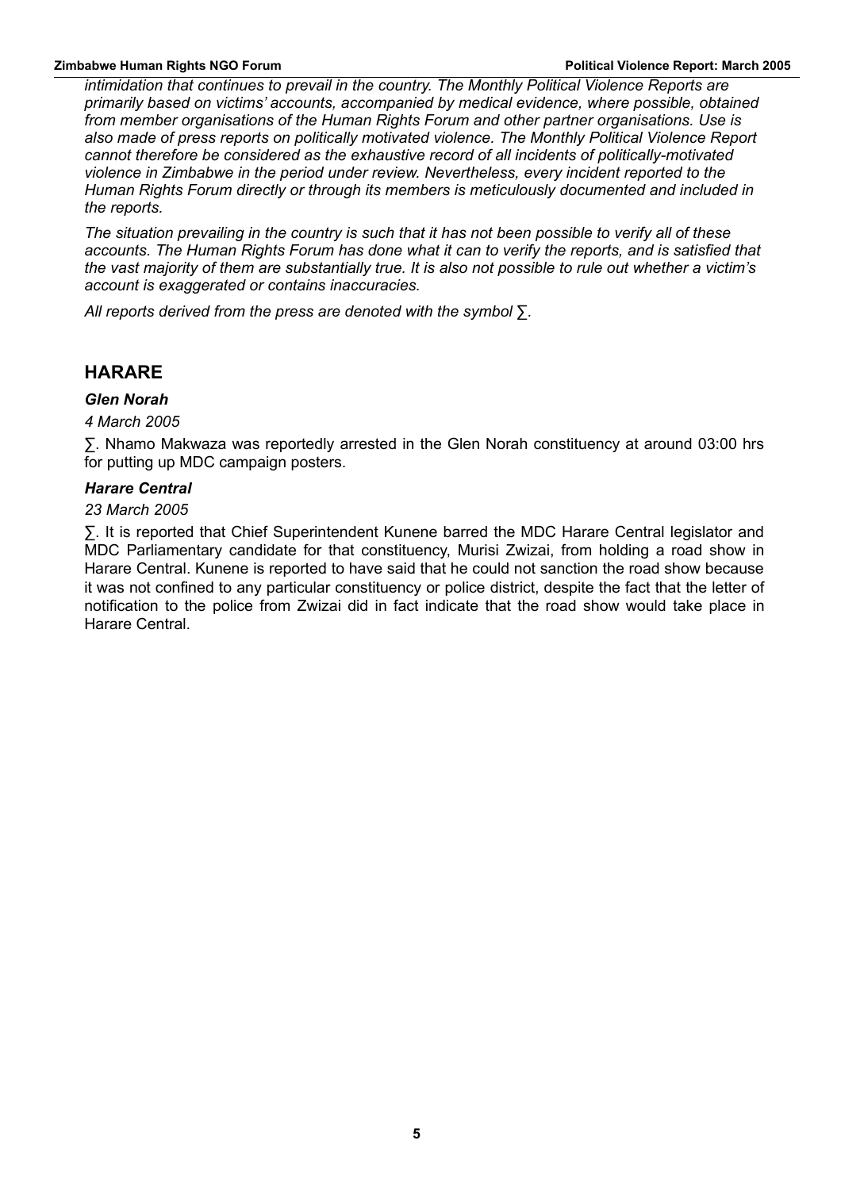*intimidation that continues to prevail in the country. The Monthly Political Violence Reports are primarily based on victims' accounts, accompanied by medical evidence, where possible, obtained from member organisations of the Human Rights Forum and other partner organisations. Use is also made of press reports on politically motivated violence. The Monthly Political Violence Report cannot therefore be considered as the exhaustive record of all incidents of politically-motivated violence in Zimbabwe in the period under review. Nevertheless, every incident reported to the Human Rights Forum directly or through its members is meticulously documented and included in the reports.*

*The situation prevailing in the country is such that it has not been possible to verify all of these accounts. The Human Rights Forum has done what it can to verify the reports, and is satisfied that the vast majority of them are substantially true. It is also not possible to rule out whether a victim's account is exaggerated or contains inaccuracies.*

*All reports derived from the press are denoted with the symbol ∑.*

## HARARE

### *Glen Norah*

*4 March 2005*

∑. Nhamo Makwaza was reportedly arrested in the Glen Norah constituency at around 03:00 hrs for putting up MDC campaign posters.

### *Harare Central*

*23 March 2005*

∑. It is reported that Chief Superintendent Kunene barred the MDC Harare Central legislator and MDC Parliamentary candidate for that constituency, Murisi Zwizai, from holding a road show in Harare Central. Kunene is reported to have said that he could not sanction the road show because it was not confined to any particular constituency or police district, despite the fact that the letter of notification to the police from Zwizai did in fact indicate that the road show would take place in Harare Central.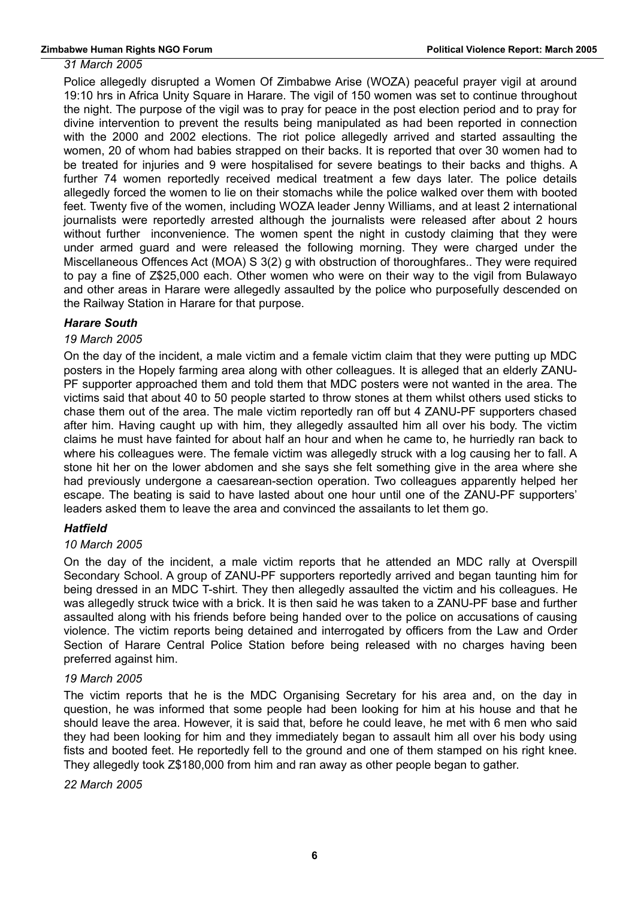*31 March 2005*

Police allegedly disrupted a Women Of Zimbabwe Arise (WOZA) peaceful prayer vigil at around 19:10 hrs in Africa Unity Square in Harare. The vigil of 150 women was set to continue throughout the night. The purpose of the vigil was to pray for peace in the post election period and to pray for divine intervention to prevent the results being manipulated as had been reported in connection with the 2000 and 2002 elections. The riot police allegedly arrived and started assaulting the women, 20 of whom had babies strapped on their backs. It is reported that over 30 women had to be treated for injuries and 9 were hospitalised for severe beatings to their backs and thighs. A further 74 women reportedly received medical treatment a few days later. The police details allegedly forced the women to lie on their stomachs while the police walked over them with booted feet. Twenty five of the women, including WOZA leader Jenny Williams, and at least 2 international journalists were reportedly arrested although the journalists were released after about 2 hours without further inconvenience. The women spent the night in custody claiming that they were under armed guard and were released the following morning. They were charged under the Miscellaneous Offences Act (MOA) S 3(2) g with obstruction of thoroughfares.. They were required to pay a fine of Z$25,000 each. Other women who were on their way to the vigil from Bulawayo and other areas in Harare were allegedly assaulted by the police who purposefully descended on the Railway Station in Harare for that purpose.

### *Harare South*

*19 March 2005*

On the day of the incident, a male victim and a female victim claim that they were putting up MDC posters in the Hopely farming area along with other colleagues. It is alleged that an elderly ZANU-PF supporter approached them and told them that MDC posters were not wanted in the area. The victims said that about 40 to 50 people started to throw stones at them whilst others used sticks to chase them out of the area. The male victim reportedly ran off but 4 ZANU-PF supporters chased after him. Having caught up with him, they allegedly assaulted him all over his body. The victim claims he must have fainted for about half an hour and when he came to, he hurriedly ran back to where his colleagues were. The female victim was allegedly struck with a log causing her to fall. A stone hit her on the lower abdomen and she says she felt something give in the area where she had previously undergone a caesarean-section operation. Two colleagues apparently helped her escape. The beating is said to have lasted about one hour until one of the ZANU-PF supporters' leaders asked them to leave the area and convinced the assailants to let them go.

### *Hatfield*

*10 March 2005*

On the day of the incident, a male victim reports that he attended an MDC rally at Overspill Secondary School. A group of ZANU-PF supporters reportedly arrived and began taunting him for being dressed in an MDC T-shirt. They then allegedly assaulted the victim and his colleagues. He was allegedly struck twice with a brick. It is then said he was taken to a ZANU-PF base and further assaulted along with his friends before being handed over to the police on accusations of causing violence. The victim reports being detained and interrogated by officers from the Law and Order Section of Harare Central Police Station before being released with no charges having been preferred against him.

*19 March 2005*

The victim reports that he is the MDC Organising Secretary for his area and, on the day in question, he was informed that some people had been looking for him at his house and that he should leave the area. However, it is said that, before he could leave, he met with 6 men who said they had been looking for him and they immediately began to assault him all over his body using fists and booted feet. He reportedly fell to the ground and one of them stamped on his right knee. They allegedly took Z$180,000 from him and ran away as other people began to gather.

*22 March 2005*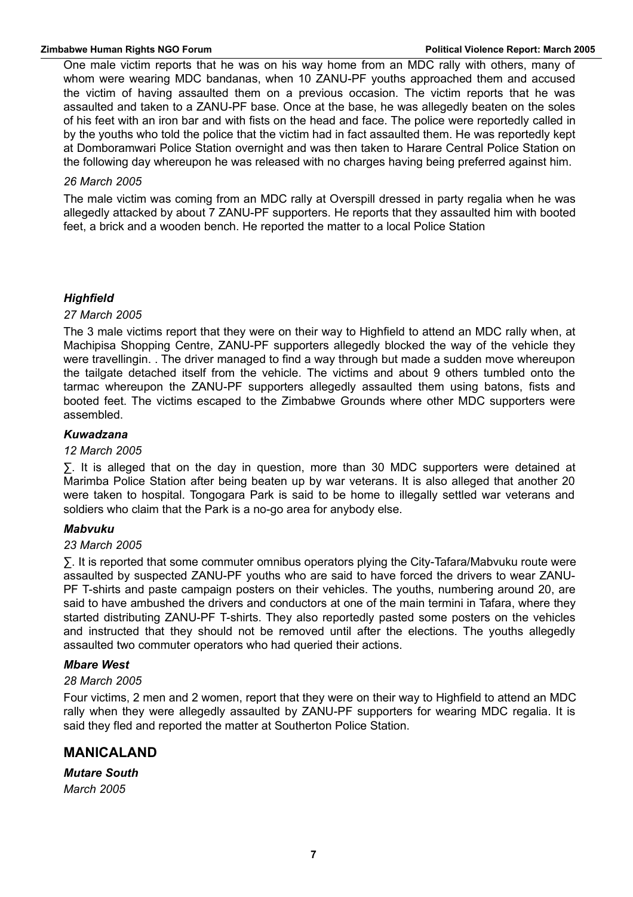One male victim reports that he was on his way home from an MDC rally with others, many of whom were wearing MDC bandanas, when 10 ZANU-PF youths approached them and accused the victim of having assaulted them on a previous occasion. The victim reports that he was assaulted and taken to a ZANU-PF base. Once at the base, he was allegedly beaten on the soles of his feet with an iron bar and with fists on the head and face. The police were reportedly called in by the youths who told the police that the victim had in fact assaulted them. He was reportedly kept at Domboramwari Police Station overnight and was then taken to Harare Central Police Station on the following day whereupon he was released with no charges having being preferred against him.

*26 March 2005*

The male victim was coming from an MDC rally at Overspill dressed in party regalia when he was allegedly attacked by about 7 ZANU-PF supporters. He reports that they assaulted him with booted feet, a brick and a wooden bench. He reported the matter to a local Police Station

### *Highfield*

*27 March 2005*

The 3 male victims report that they were on their way to Highfield to attend an MDC rally when, at Machipisa Shopping Centre, ZANU-PF supporters allegedly blocked the way of the vehicle they were travellingin. . The driver managed to find a way through but made a sudden move whereupon the tailgate detached itself from the vehicle. The victims and about 9 others tumbled onto the tarmac whereupon the ZANU-PF supporters allegedly assaulted them using batons, fists and booted feet. The victims escaped to the Zimbabwe Grounds where other MDC supporters were assembled.

### *Kuwadzana*

*12 March 2005*

∑. It is alleged that on the day in question, more than 30 MDC supporters were detained at Marimba Police Station after being beaten up by war veterans. It is also alleged that another 20 were taken to hospital. Tongogara Park is said to be home to illegally settled war veterans and soldiers who claim that the Park is a no-go area for anybody else.

### *Mabvuku*

*23 March 2005*

∑. It is reported that some commuter omnibus operators plying the City-Tafara/Mabvuku route were assaulted by suspected ZANU-PF youths who are said to have forced the drivers to wear ZANU-PF T-shirts and paste campaign posters on their vehicles. The youths, numbering around 20, are said to have ambushed the drivers and conductors at one of the main termini in Tafara, where they started distributing ZANU-PF T-shirts. They also reportedly pasted some posters on the vehicles and instructed that they should not be removed until after the elections. The youths allegedly assaulted two commuter operators who had queried their actions.

### *Mbare West*

*28 March 2005*

Four victims, 2 men and 2 women, report that they were on their way to Highfield to attend an MDC rally when they were allegedly assaulted by ZANU-PF supporters for wearing MDC regalia. It is said they fled and reported the matter at Southerton Police Station.

## MANICALAND

### *Mutare South*

*March 2005*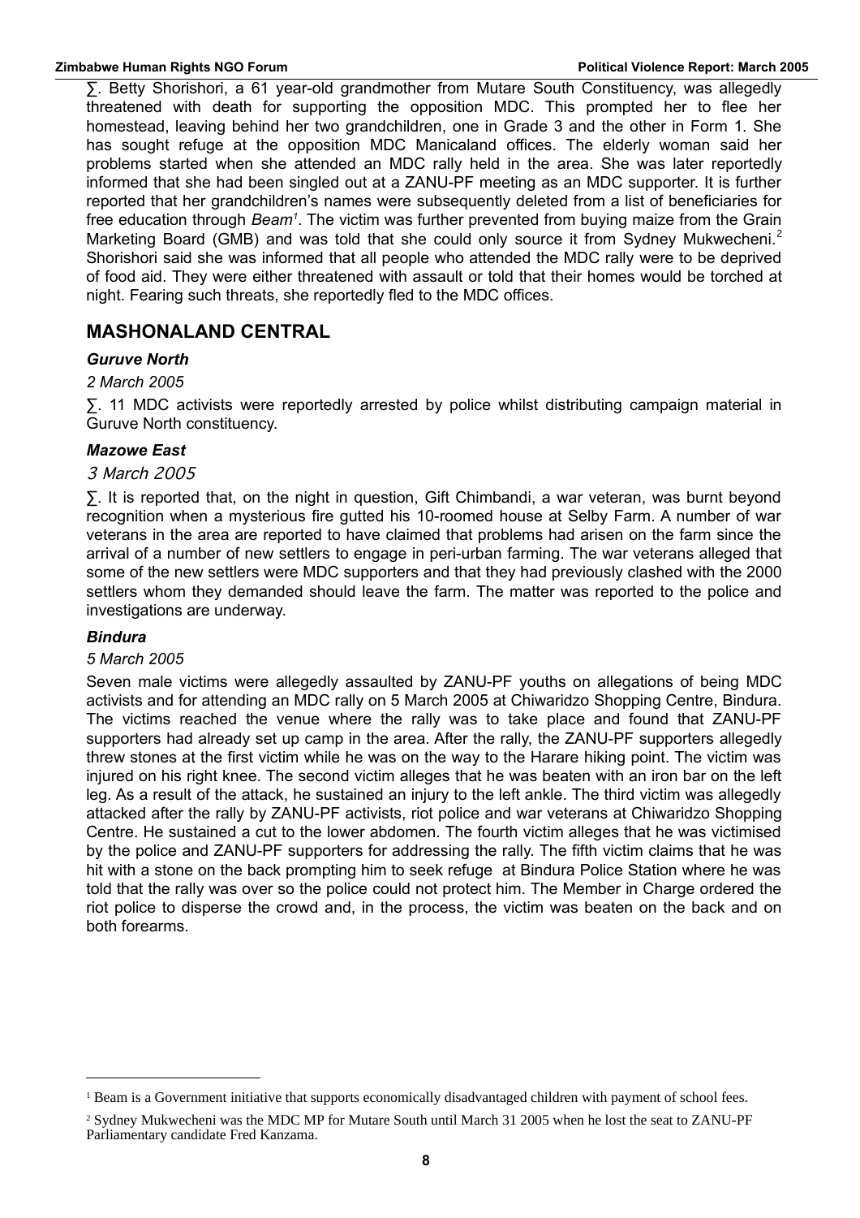∑. Betty Shorishori, a 61 year-old grandmother from Mutare South Constituency, was allegedly threatened with death for supporting the opposition MDC. This prompted her to flee her homestead, leaving behind her two grandchildren, one in Grade 3 and the other in Form 1. She has sought refuge at the opposition MDC Manicaland offices. The elderly woman said her problems started when she attended an MDC rally held in the area. She was later reportedly informed that she had been singled out at a ZANU-PF meeting as an MDC supporter. It is further reported that her grandchildren's names were subsequently deleted from a list of beneficiaries for free education through *Beam*[1]. The victim was further prevented from buying maize from the Grain Marketing Board (GMB) and was told that she could only source it from Sydney Mukwecheni.[2] Shorishori said she was informed that all people who attended the MDC rally were to be deprived of food aid. They were either threatened with assault or told that their homes would be torched at night. Fearing such threats, she reportedly fled to the MDC offices.

## MASHONALAND CENTRAL

### *Guruve North*

*2 March 2005*

∑. 11 MDC activists were reportedly arrested by police whilst distributing campaign material in Guruve North constituency.

### *Mazowe East*

*3 March 2005*

∑. It is reported that, on the night in question, Gift Chimbandi, a war veteran, was burnt beyond recognition when a mysterious fire gutted his 10-roomed house at Selby Farm. A number of war veterans in the area are reported to have claimed that problems had arisen on the farm since the arrival of a number of new settlers to engage in peri-urban farming. The war veterans alleged that some of the new settlers were MDC supporters and that they had previously clashed with the 2000 settlers whom they demanded should leave the farm. The matter was reported to the police and investigations are underway.

### *Bindura*

*5 March 2005*

Seven male victims were allegedly assaulted by ZANU-PF youths on allegations of being MDC activists and for attending an MDC rally on 5 March 2005 at Chiwaridzo Shopping Centre, Bindura. The victims reached the venue where the rally was to take place and found that ZANU-PF supporters had already set up camp in the area. After the rally, the ZANU-PF supporters allegedly threw stones at the first victim while he was on the way to the Harare hiking point. The victim was injured on his right knee. The second victim alleges that he was beaten with an iron bar on the left leg. As a result of the attack, he sustained an injury to the left ankle. The third victim was allegedly attacked after the rally by ZANU-PF activists, riot police and war veterans at Chiwaridzo Shopping Centre. He sustained a cut to the lower abdomen. The fourth victim alleges that he was victimised by the police and ZANU-PF supporters for addressing the rally. The fifth victim claims that he was hit with a stone on the back prompting him to seek refuge at Bindura Police Station where he was told that the rally was over so the police could not protect him. The Member in Charge ordered the riot police to disperse the crowd and, in the process, the victim was beaten on the back and on both forearms.

---

[1] Beam is a Government initiative that supports economically disadvantaged children with payment of school fees.

[2] Sydney Mukwecheni was the MDC MP for Mutare South until March 31 2005 when he lost the seat to ZANU-PF Parliamentary candidate Fred Kanzama.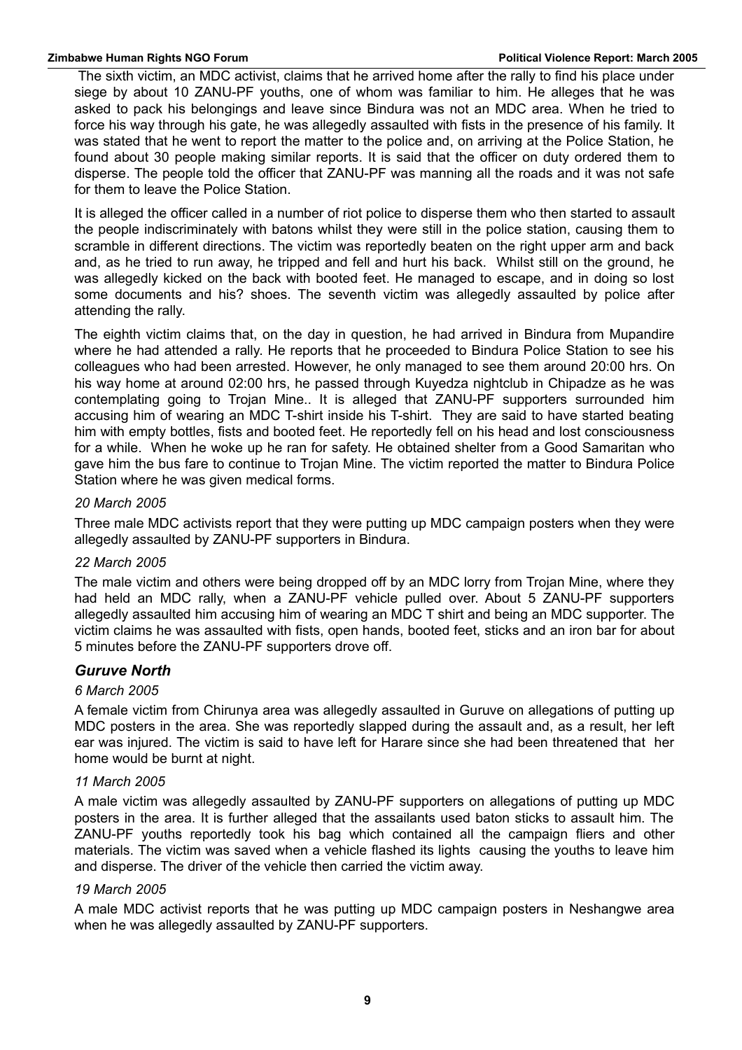The sixth victim, an MDC activist, claims that he arrived home after the rally to find his place under siege by about 10 ZANU-PF youths, one of whom was familiar to him. He alleges that he was asked to pack his belongings and leave since Bindura was not an MDC area. When he tried to force his way through his gate, he was allegedly assaulted with fists in the presence of his family. It was stated that he went to report the matter to the police and, on arriving at the Police Station, he found about 30 people making similar reports. It is said that the officer on duty ordered them to disperse. The people told the officer that ZANU-PF was manning all the roads and it was not safe for them to leave the Police Station.

It is alleged the officer called in a number of riot police to disperse them who then started to assault the people indiscriminately with batons whilst they were still in the police station, causing them to scramble in different directions. The victim was reportedly beaten on the right upper arm and back and, as he tried to run away, he tripped and fell and hurt his back. Whilst still on the ground, he was allegedly kicked on the back with booted feet. He managed to escape, and in doing so lost some documents and his? shoes. The seventh victim was allegedly assaulted by police after attending the rally.

The eighth victim claims that, on the day in question, he had arrived in Bindura from Mupandire where he had attended a rally. He reports that he proceeded to Bindura Police Station to see his colleagues who had been arrested. However, he only managed to see them around 20:00 hrs. On his way home at around 02:00 hrs, he passed through Kuyedza nightclub in Chipadze as he was contemplating going to Trojan Mine.. It is alleged that ZANU-PF supporters surrounded him accusing him of wearing an MDC T-shirt inside his T-shirt. They are said to have started beating him with empty bottles, fists and booted feet. He reportedly fell on his head and lost consciousness for a while. When he woke up he ran for safety. He obtained shelter from a Good Samaritan who gave him the bus fare to continue to Trojan Mine. The victim reported the matter to Bindura Police Station where he was given medical forms.

*20 March 2005*

Three male MDC activists report that they were putting up MDC campaign posters when they were allegedly assaulted by ZANU-PF supporters in Bindura.

*22 March 2005*

The male victim and others were being dropped off by an MDC lorry from Trojan Mine, where they had held an MDC rally, when a ZANU-PF vehicle pulled over. About 5 ZANU-PF supporters allegedly assaulted him accusing him of wearing an MDC T shirt and being an MDC supporter. The victim claims he was assaulted with fists, open hands, booted feet, sticks and an iron bar for about 5 minutes before the ZANU-PF supporters drove off.

## *Guruve North*

*6 March 2005*

A female victim from Chirunya area was allegedly assaulted in Guruve on allegations of putting up MDC posters in the area. She was reportedly slapped during the assault and, as a result, her left ear was injured. The victim is said to have left for Harare since she had been threatened that her home would be burnt at night.

*11 March 2005*

A male victim was allegedly assaulted by ZANU-PF supporters on allegations of putting up MDC posters in the area. It is further alleged that the assailants used baton sticks to assault him. The ZANU-PF youths reportedly took his bag which contained all the campaign fliers and other materials. The victim was saved when a vehicle flashed its lights causing the youths to leave him and disperse. The driver of the vehicle then carried the victim away.

*19 March 2005*

A male MDC activist reports that he was putting up MDC campaign posters in Neshangwe area when he was allegedly assaulted by ZANU-PF supporters.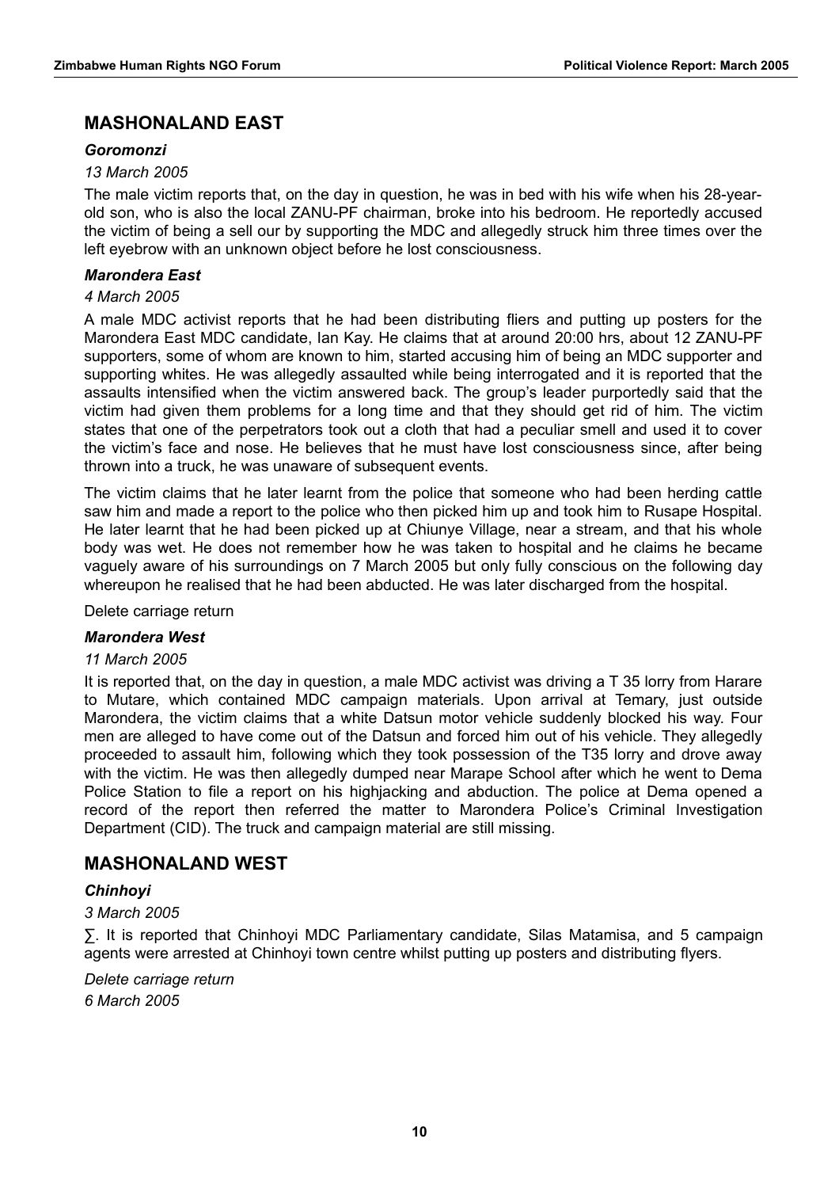## MASHONALAND EAST

### *Goromonzi*

*13 March 2005*

The male victim reports that, on the day in question, he was in bed with his wife when his 28-year-old son, who is also the local ZANU-PF chairman, broke into his bedroom. He reportedly accused the victim of being a sell our by supporting the MDC and allegedly struck him three times over the left eyebrow with an unknown object before he lost consciousness.

### *Marondera East*

*4 March 2005*

A male MDC activist reports that he had been distributing fliers and putting up posters for the Marondera East MDC candidate, Ian Kay. He claims that at around 20:00 hrs, about 12 ZANU-PF supporters, some of whom are known to him, started accusing him of being an MDC supporter and supporting whites. He was allegedly assaulted while being interrogated and it is reported that the assaults intensified when the victim answered back. The group's leader purportedly said that the victim had given them problems for a long time and that they should get rid of him. The victim states that one of the perpetrators took out a cloth that had a peculiar smell and used it to cover the victim's face and nose. He believes that he must have lost consciousness since, after being thrown into a truck, he was unaware of subsequent events.

The victim claims that he later learnt from the police that someone who had been herding cattle saw him and made a report to the police who then picked him up and took him to Rusape Hospital. He later learnt that he had been picked up at Chiunye Village, near a stream, and that his whole body was wet. He does not remember how he was taken to hospital and he claims he became vaguely aware of his surroundings on 7 March 2005 but only fully conscious on the following day whereupon he realised that he had been abducted. He was later discharged from the hospital.

Delete carriage return

### *Marondera West*

*11 March 2005*

It is reported that, on the day in question, a male MDC activist was driving a T 35 lorry from Harare to Mutare, which contained MDC campaign materials. Upon arrival at Temary, just outside Marondera, the victim claims that a white Datsun motor vehicle suddenly blocked his way. Four men are alleged to have come out of the Datsun and forced him out of his vehicle. They allegedly proceeded to assault him, following which they took possession of the T35 lorry and drove away with the victim. He was then allegedly dumped near Marape School after which he went to Dema Police Station to file a report on his highjacking and abduction. The police at Dema opened a record of the report then referred the matter to Marondera Police's Criminal Investigation Department (CID). The truck and campaign material are still missing.

## MASHONALAND WEST

### *Chinhoyi*

*3 March 2005*

∑. It is reported that Chinhoyi MDC Parliamentary candidate, Silas Matamisa, and 5 campaign agents were arrested at Chinhoyi town centre whilst putting up posters and distributing flyers.

*Delete carriage return*

*6 March 2005*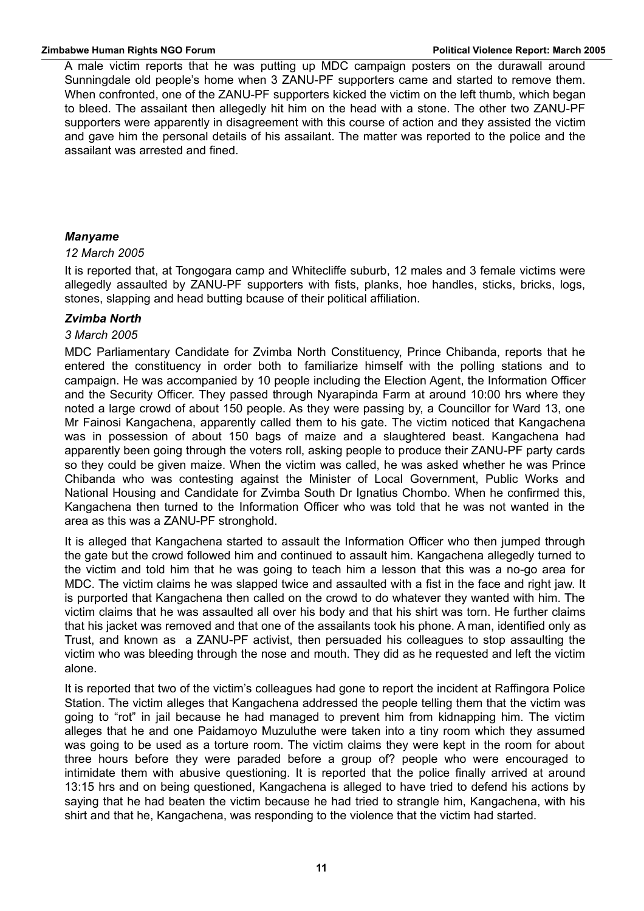A male victim reports that he was putting up MDC campaign posters on the durawall around Sunningdale old people's home when 3 ZANU-PF supporters came and started to remove them. When confronted, one of the ZANU-PF supporters kicked the victim on the left thumb, which began to bleed. The assailant then allegedly hit him on the head with a stone. The other two ZANU-PF supporters were apparently in disagreement with this course of action and they assisted the victim and gave him the personal details of his assailant. The matter was reported to the police and the assailant was arrested and fined.

### *Manyame*

*12 March 2005*

It is reported that, at Tongogara camp and Whitecliffe suburb, 12 males and 3 female victims were allegedly assaulted by ZANU-PF supporters with fists, planks, hoe handles, sticks, bricks, logs, stones, slapping and head butting bcause of their political affiliation.

### *Zvimba North*

*3 March 2005*

MDC Parliamentary Candidate for Zvimba North Constituency, Prince Chibanda, reports that he entered the constituency in order both to familiarize himself with the polling stations and to campaign. He was accompanied by 10 people including the Election Agent, the Information Officer and the Security Officer. They passed through Nyarapinda Farm at around 10:00 hrs where they noted a large crowd of about 150 people. As they were passing by, a Councillor for Ward 13, one Mr Fainosi Kangachena, apparently called them to his gate. The victim noticed that Kangachena was in possession of about 150 bags of maize and a slaughtered beast. Kangachena had apparently been going through the voters roll, asking people to produce their ZANU-PF party cards so they could be given maize. When the victim was called, he was asked whether he was Prince Chibanda who was contesting against the Minister of Local Government, Public Works and National Housing and Candidate for Zvimba South Dr Ignatius Chombo. When he confirmed this, Kangachena then turned to the Information Officer who was told that he was not wanted in the area as this was a ZANU-PF stronghold.

It is alleged that Kangachena started to assault the Information Officer who then jumped through the gate but the crowd followed him and continued to assault him. Kangachena allegedly turned to the victim and told him that he was going to teach him a lesson that this was a no-go area for MDC. The victim claims he was slapped twice and assaulted with a fist in the face and right jaw. It is purported that Kangachena then called on the crowd to do whatever they wanted with him. The victim claims that he was assaulted all over his body and that his shirt was torn. He further claims that his jacket was removed and that one of the assailants took his phone. A man, identified only as Trust, and known as a ZANU-PF activist, then persuaded his colleagues to stop assaulting the victim who was bleeding through the nose and mouth. They did as he requested and left the victim alone.

It is reported that two of the victim's colleagues had gone to report the incident at Raffingora Police Station. The victim alleges that Kangachena addressed the people telling them that the victim was going to "rot" in jail because he had managed to prevent him from kidnapping him. The victim alleges that he and one Paidamoyo Muzuluthe were taken into a tiny room which they assumed was going to be used as a torture room. The victim claims they were kept in the room for about three hours before they were paraded before a group of? people who were encouraged to intimidate them with abusive questioning. It is reported that the police finally arrived at around 13:15 hrs and on being questioned, Kangachena is alleged to have tried to defend his actions by saying that he had beaten the victim because he had tried to strangle him, Kangachena, with his shirt and that he, Kangachena, was responding to the violence that the victim had started.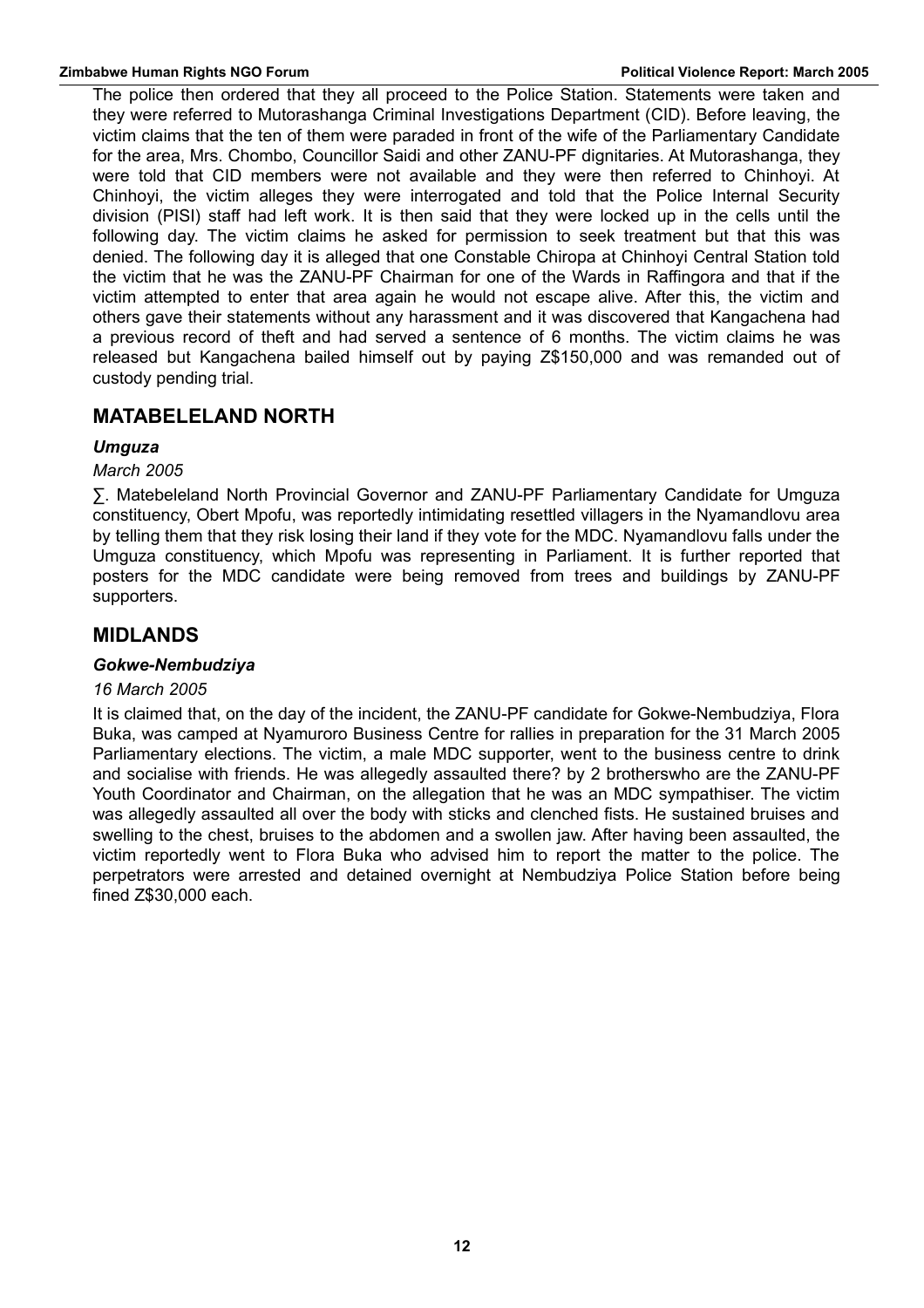The police then ordered that they all proceed to the Police Station. Statements were taken and they were referred to Mutorashanga Criminal Investigations Department (CID). Before leaving, the victim claims that the ten of them were paraded in front of the wife of the Parliamentary Candidate for the area, Mrs. Chombo, Councillor Saidi and other ZANU-PF dignitaries. At Mutorashanga, they were told that CID members were not available and they were then referred to Chinhoyi. At Chinhoyi, the victim alleges they were interrogated and told that the Police Internal Security division (PISI) staff had left work. It is then said that they were locked up in the cells until the following day. The victim claims he asked for permission to seek treatment but that this was denied. The following day it is alleged that one Constable Chiropa at Chinhoyi Central Station told the victim that he was the ZANU-PF Chairman for one of the Wards in Raffingora and that if the victim attempted to enter that area again he would not escape alive. After this, the victim and others gave their statements without any harassment and it was discovered that Kangachena had a previous record of theft and had served a sentence of 6 months. The victim claims he was released but Kangachena bailed himself out by paying Z$150,000 and was remanded out of custody pending trial.

## MATABELELAND NORTH

### *Umguza*

*March 2005*

∑. Matebeleland North Provincial Governor and ZANU-PF Parliamentary Candidate for Umguza constituency, Obert Mpofu, was reportedly intimidating resettled villagers in the Nyamandlovu area by telling them that they risk losing their land if they vote for the MDC. Nyamandlovu falls under the Umguza constituency, which Mpofu was representing in Parliament. It is further reported that posters for the MDC candidate were being removed from trees and buildings by ZANU-PF supporters.

## MIDLANDS

### *Gokwe-Nembudziya*

*16 March 2005*

It is claimed that, on the day of the incident, the ZANU-PF candidate for Gokwe-Nembudziya, Flora Buka, was camped at Nyamuroro Business Centre for rallies in preparation for the 31 March 2005 Parliamentary elections. The victim, a male MDC supporter, went to the business centre to drink and socialise with friends. He was allegedly assaulted there? by 2 brotherswho are the ZANU-PF Youth Coordinator and Chairman, on the allegation that he was an MDC sympathiser. The victim was allegedly assaulted all over the body with sticks and clenched fists. He sustained bruises and swelling to the chest, bruises to the abdomen and a swollen jaw. After having been assaulted, the victim reportedly went to Flora Buka who advised him to report the matter to the police. The perpetrators were arrested and detained overnight at Nembudziya Police Station before being fined Z$30,000 each.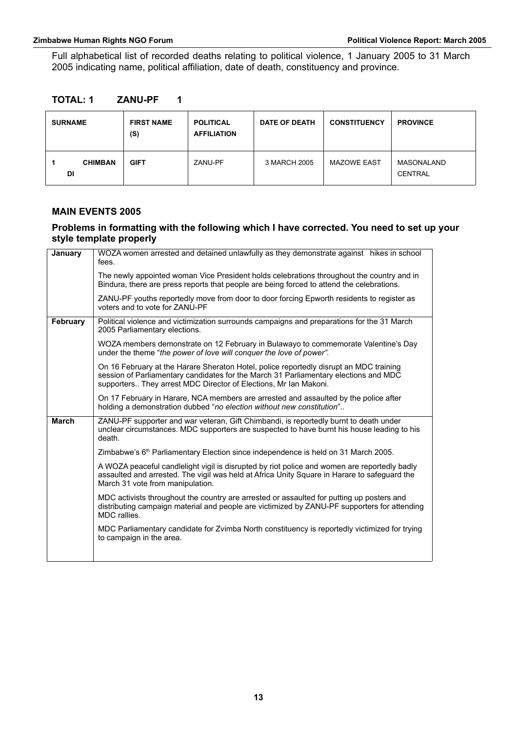Full alphabetical list of recorded deaths relating to political violence, 1 January 2005 to 31 March 2005 indicating name, political affiliation, date of death, constituency and province.

**TOTAL: 1 ZANU-PF 1**

| SURNAME | FIRST NAME (S) | POLITICAL AFFILIATION | DATE OF DEATH | CONSTITUENCY | PROVINCE |
|---|---|---|---|---|---|
| 1 **CHIMBANDI** | **GIFT** | ZANU-PF | 3 MARCH 2005 | MAZOWE EAST | MASONALAND CENTRAL |

### MAIN EVENTS 2005

#### Problems in formatting with the following which I have corrected. You need to set up your style template properly

| | |
|---|---|
| **January** | WOZA women arrested and detained unlawfully as they demonstrate against hikes in school fees.<br><br>The newly appointed woman Vice President holds celebrations throughout the country and in Bindura, there are press reports that people are being forced to attend the celebrations.<br><br>ZANU-PF youths reportedly move from door to door forcing Epworth residents to register as voters and to vote for ZANU-PF |
| **February** | Political violence and victimization surrounds campaigns and preparations for the 31 March 2005 Parliamentary elections.<br><br>WOZA members demonstrate on 12 February in Bulawayo to commemorate Valentine's Day under the theme "*the power of love will conquer the love of power".*<br><br>On 16 February at the Harare Sheraton Hotel, police reportedly disrupt an MDC training session of Parliamentary candidates for the March 31 Parliamentary elections and MDC supporters.. They arrest MDC Director of Elections, Mr Ian Makoni.<br><br>On 17 February in Harare, NCA members are arrested and assaulted by the police after holding a demonstration dubbed "*no election without new constitution*".. |
| **March** | ZANU-PF supporter and war veteran, Gift Chimbandi, is reportedly burnt to death under unclear circumstances. MDC supporters are suspected to have burnt his house leading to his death.<br><br>Zimbabwe's 6th Parliamentary Election since independence is held on 31 March 2005.<br><br>A WOZA peaceful candlelight vigil is disrupted by riot police and women are reportedly badly assaulted and arrested. The vigil was held at Africa Unity Square in Harare to safeguard the March 31 vote from manipulation.<br><br>MDC activists throughout the country are arrested or assaulted for putting up posters and distributing campaign material and people are victimized by ZANU-PF supporters for attending MDC rallies.<br><br>MDC Parliamentary candidate for Zvimba North constituency is reportedly victimized for trying to campaign in the area. |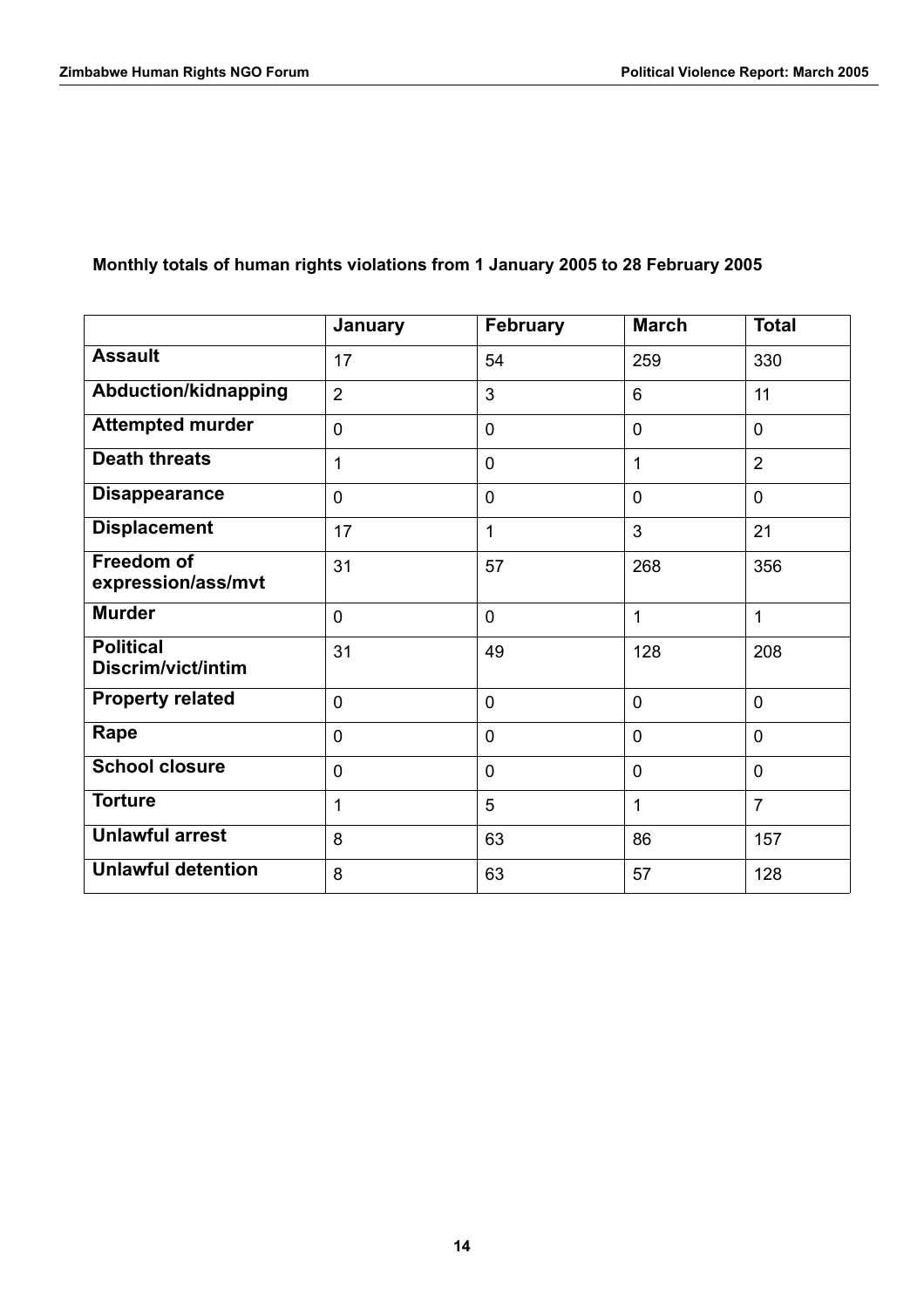**Monthly totals of human rights violations from 1 January 2005 to 28 February 2005**

| | January | February | March | Total |
|---|---|---|---|---|
| **Assault** | 17 | 54 | 259 | 330 |
| **Abduction/kidnapping** | 2 | 3 | 6 | 11 |
| **Attempted murder** | 0 | 0 | 0 | 0 |
| **Death threats** | 1 | 0 | 1 | 2 |
| **Disappearance** | 0 | 0 | 0 | 0 |
| **Displacement** | 17 | 1 | 3 | 21 |
| **Freedom of expression/ass/mvt** | 31 | 57 | 268 | 356 |
| **Murder** | 0 | 0 | 1 | 1 |
| **Political Discrim/vict/intim** | 31 | 49 | 128 | 208 |
| **Property related** | 0 | 0 | 0 | 0 |
| **Rape** | 0 | 0 | 0 | 0 |
| **School closure** | 0 | 0 | 0 | 0 |
| **Torture** | 1 | 5 | 1 | 7 |
| **Unlawful arrest** | 8 | 63 | 86 | 157 |
| **Unlawful detention** | 8 | 63 | 57 | 128 |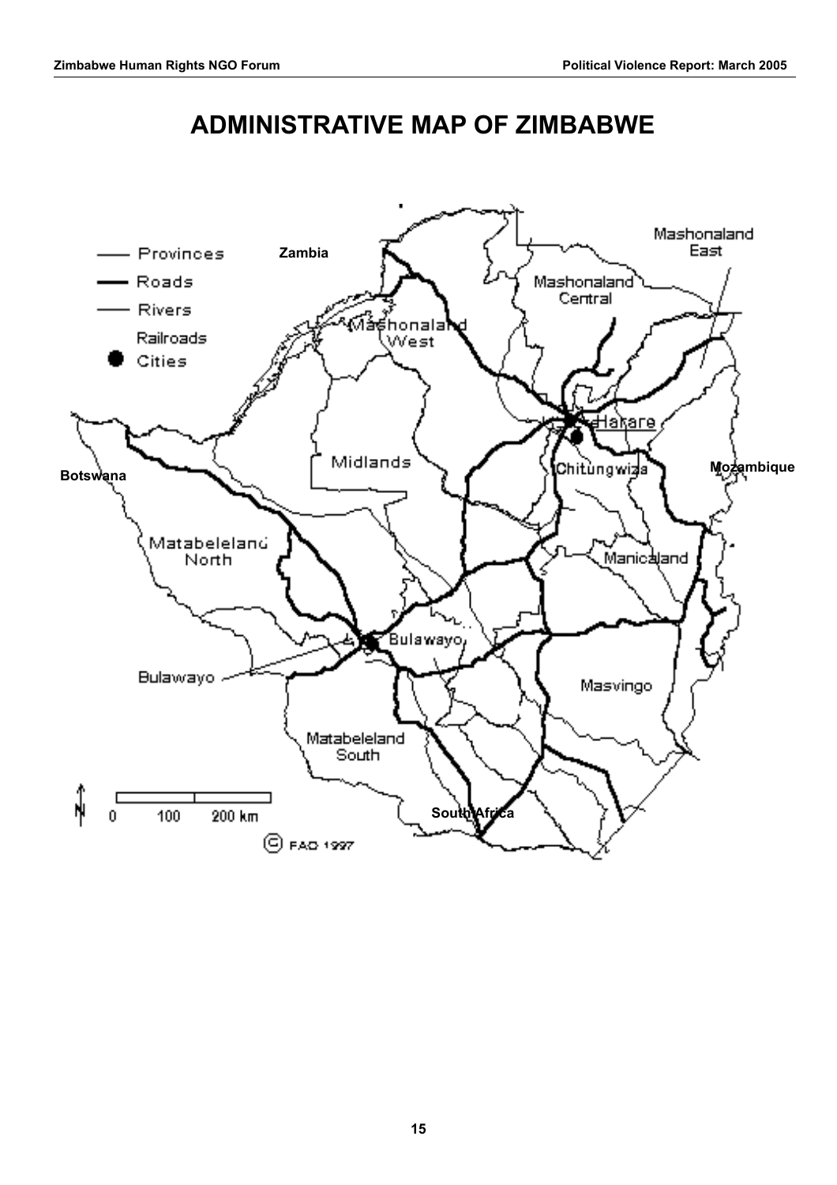# ADMINISTRATIVE MAP OF ZIMBABWE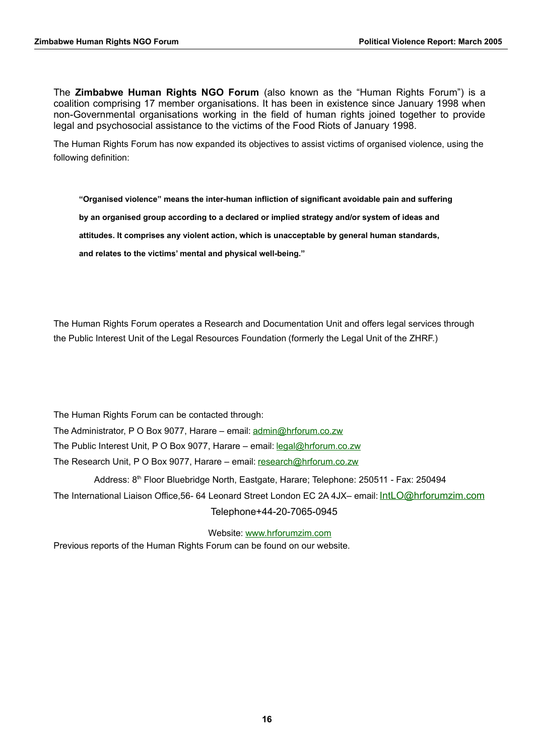The **Zimbabwe Human Rights NGO Forum** (also known as the "Human Rights Forum") is a coalition comprising 17 member organisations. It has been in existence since January 1998 when non-Governmental organisations working in the field of human rights joined together to provide legal and psychosocial assistance to the victims of the Food Riots of January 1998.

The Human Rights Forum has now expanded its objectives to assist victims of organised violence, using the following definition:

> **"Organised violence" means the inter-human infliction of significant avoidable pain and suffering by an organised group according to a declared or implied strategy and/or system of ideas and attitudes. It comprises any violent action, which is unacceptable by general human standards, and relates to the victims' mental and physical well-being."**

The Human Rights Forum operates a Research and Documentation Unit and offers legal services through the Public Interest Unit of the Legal Resources Foundation (formerly the Legal Unit of the ZHRF.)

The Human Rights Forum can be contacted through:

The Administrator, P O Box 9077, Harare – email: admin@hrforum.co.zw

The Public Interest Unit, P O Box 9077, Harare – email: legal@hrforum.co.zw

The Research Unit, P O Box 9077, Harare – email: research@hrforum.co.zw

Address: 8th Floor Bluebridge North, Eastgate, Harare; Telephone: 250511 - Fax: 250494

The International Liaison Office,56- 64 Leonard Street London EC 2A 4JX– email: IntLO@hrforumzim.com

Telephone+44-20-7065-0945

Website: www.hrforumzim.com

Previous reports of the Human Rights Forum can be found on our website.